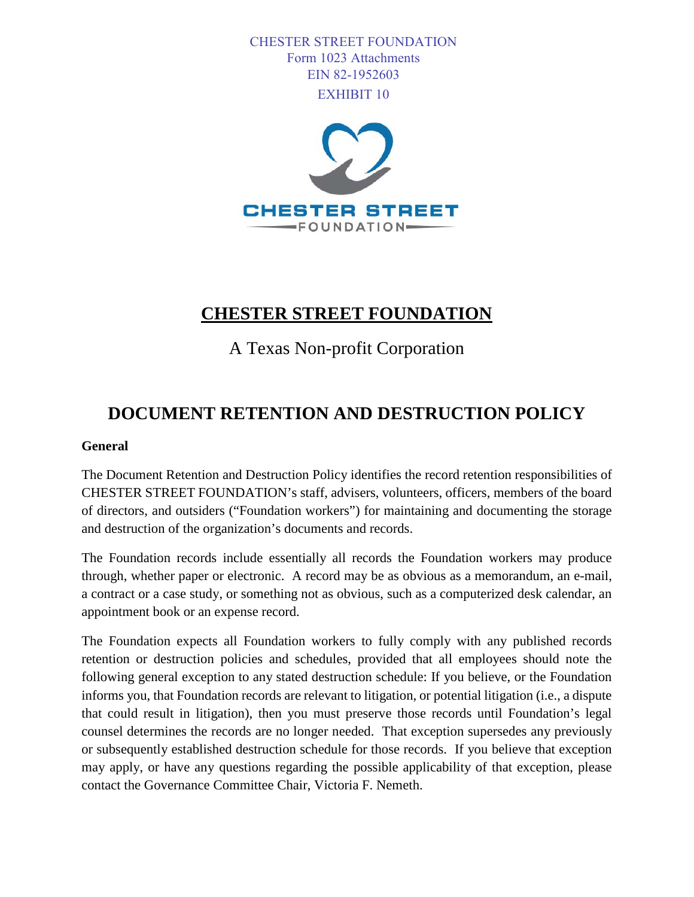CHESTER STREET FOUNDATION
Form 1023 Attachments
EIN 82-1952603
EXHIBIT 10

# CHESTER STREET FOUNDATION

A Texas Non-profit Corporation

# DOCUMENT RETENTION AND DESTRUCTION POLICY

**General**

The Document Retention and Destruction Policy identifies the record retention responsibilities of CHESTER STREET FOUNDATION's staff, advisers, volunteers, officers, members of the board of directors, and outsiders ("Foundation workers") for maintaining and documenting the storage and destruction of the organization's documents and records.

The Foundation records include essentially all records the Foundation workers may produce through, whether paper or electronic. A record may be as obvious as a memorandum, an e-mail, a contract or a case study, or something not as obvious, such as a computerized desk calendar, an appointment book or an expense record.

The Foundation expects all Foundation workers to fully comply with any published records retention or destruction policies and schedules, provided that all employees should note the following general exception to any stated destruction schedule: If you believe, or the Foundation informs you, that Foundation records are relevant to litigation, or potential litigation (i.e., a dispute that could result in litigation), then you must preserve those records until Foundation's legal counsel determines the records are no longer needed. That exception supersedes any previously or subsequently established destruction schedule for those records. If you believe that exception may apply, or have any questions regarding the possible applicability of that exception, please contact the Governance Committee Chair, Victoria F. Nemeth.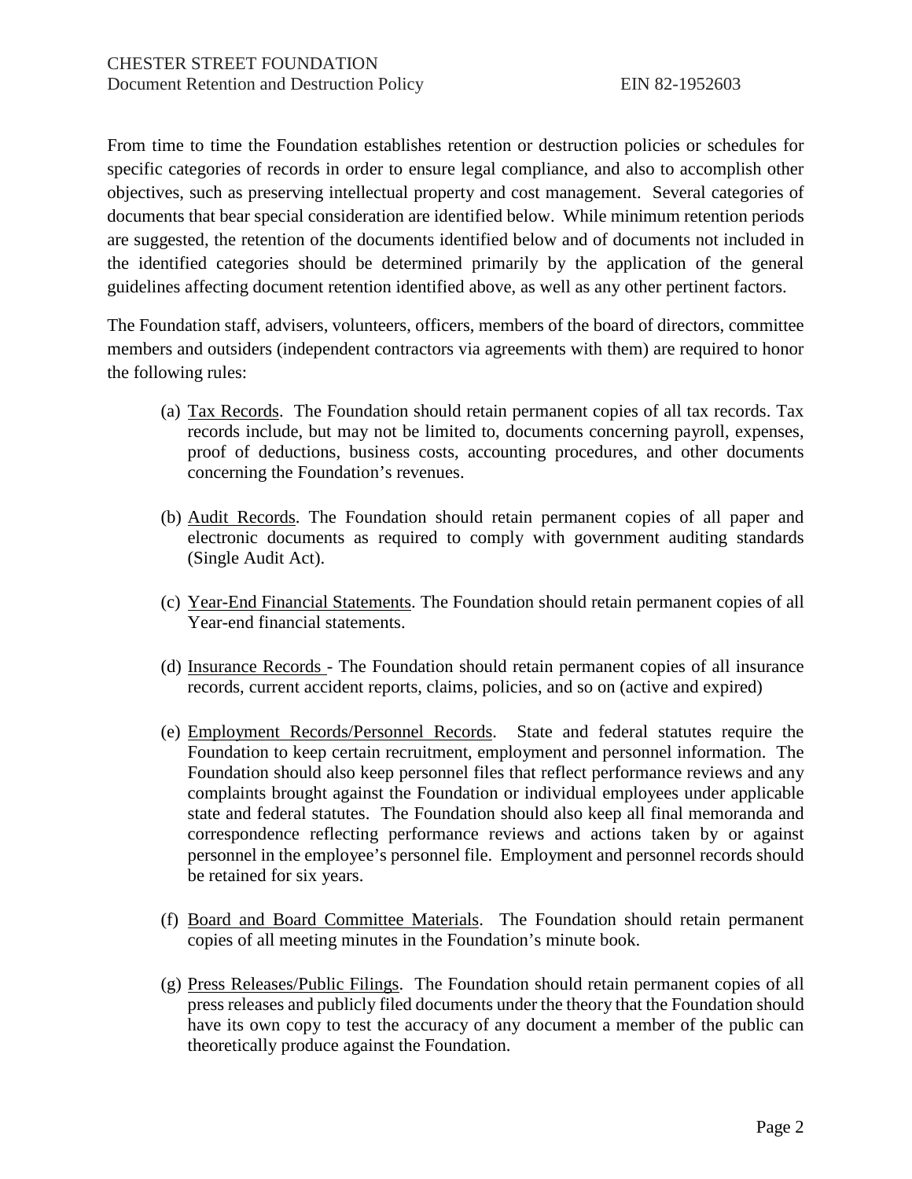From time to time the Foundation establishes retention or destruction policies or schedules for specific categories of records in order to ensure legal compliance, and also to accomplish other objectives, such as preserving intellectual property and cost management. Several categories of documents that bear special consideration are identified below. While minimum retention periods are suggested, the retention of the documents identified below and of documents not included in the identified categories should be determined primarily by the application of the general guidelines affecting document retention identified above, as well as any other pertinent factors.

The Foundation staff, advisers, volunteers, officers, members of the board of directors, committee members and outsiders (independent contractors via agreements with them) are required to honor the following rules:

(a) <u>Tax Records</u>. The Foundation should retain permanent copies of all tax records. Tax records include, but may not be limited to, documents concerning payroll, expenses, proof of deductions, business costs, accounting procedures, and other documents concerning the Foundation's revenues.

(b) <u>Audit Records</u>. The Foundation should retain permanent copies of all paper and electronic documents as required to comply with government auditing standards (Single Audit Act).

(c) <u>Year-End Financial Statements</u>. The Foundation should retain permanent copies of all Year-end financial statements.

(d) <u>Insurance Records</u> - The Foundation should retain permanent copies of all insurance records, current accident reports, claims, policies, and so on (active and expired)

(e) <u>Employment Records/Personnel Records</u>. State and federal statutes require the Foundation to keep certain recruitment, employment and personnel information. The Foundation should also keep personnel files that reflect performance reviews and any complaints brought against the Foundation or individual employees under applicable state and federal statutes. The Foundation should also keep all final memoranda and correspondence reflecting performance reviews and actions taken by or against personnel in the employee's personnel file. Employment and personnel records should be retained for six years.

(f) <u>Board and Board Committee Materials</u>. The Foundation should retain permanent copies of all meeting minutes in the Foundation's minute book.

(g) <u>Press Releases/Public Filings</u>. The Foundation should retain permanent copies of all press releases and publicly filed documents under the theory that the Foundation should have its own copy to test the accuracy of any document a member of the public can theoretically produce against the Foundation.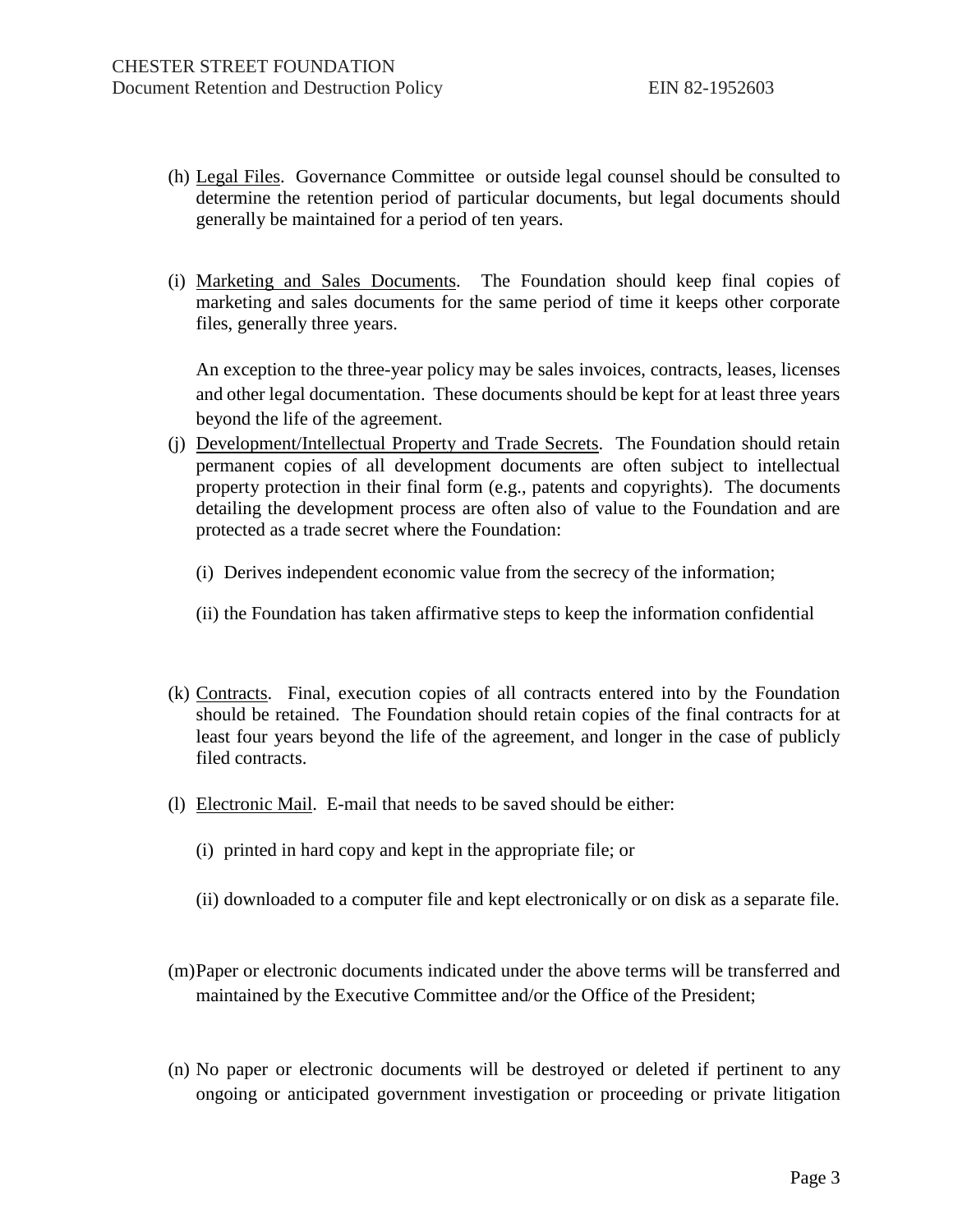(h) Legal Files. Governance Committee or outside legal counsel should be consulted to determine the retention period of particular documents, but legal documents should generally be maintained for a period of ten years.

(i) Marketing and Sales Documents. The Foundation should keep final copies of marketing and sales documents for the same period of time it keeps other corporate files, generally three years.

An exception to the three-year policy may be sales invoices, contracts, leases, licenses and other legal documentation. These documents should be kept for at least three years beyond the life of the agreement.

(j) Development/Intellectual Property and Trade Secrets. The Foundation should retain permanent copies of all development documents are often subject to intellectual property protection in their final form (e.g., patents and copyrights). The documents detailing the development process are often also of value to the Foundation and are protected as a trade secret where the Foundation:

(i) Derives independent economic value from the secrecy of the information;

(ii) the Foundation has taken affirmative steps to keep the information confidential

(k) Contracts. Final, execution copies of all contracts entered into by the Foundation should be retained. The Foundation should retain copies of the final contracts for at least four years beyond the life of the agreement, and longer in the case of publicly filed contracts.

(l) Electronic Mail. E-mail that needs to be saved should be either:

(i) printed in hard copy and kept in the appropriate file; or

(ii) downloaded to a computer file and kept electronically or on disk as a separate file.

(m) Paper or electronic documents indicated under the above terms will be transferred and maintained by the Executive Committee and/or the Office of the President;

(n) No paper or electronic documents will be destroyed or deleted if pertinent to any ongoing or anticipated government investigation or proceeding or private litigation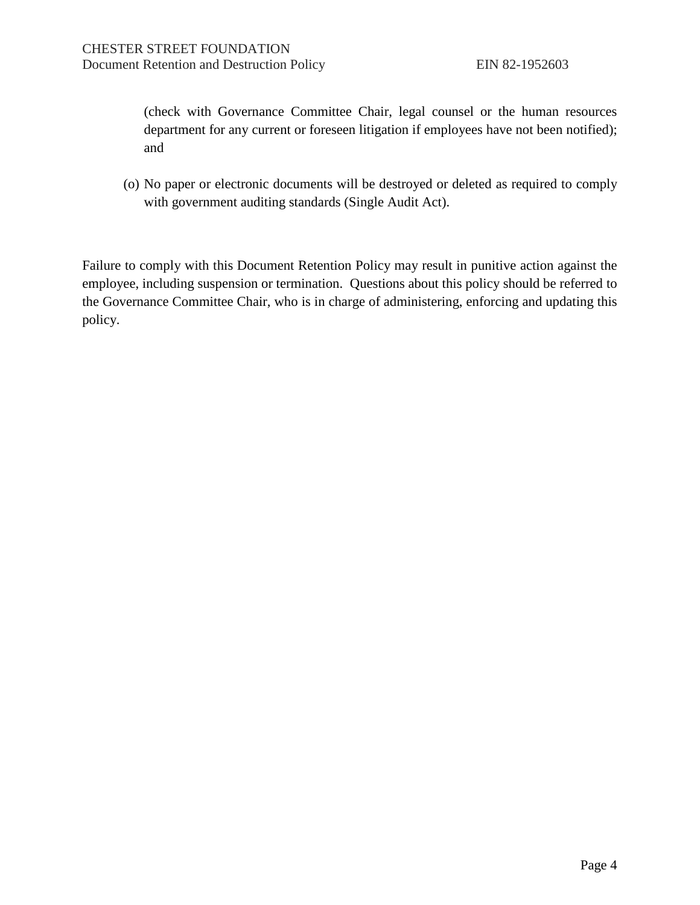(check with Governance Committee Chair, legal counsel or the human resources department for any current or foreseen litigation if employees have not been notified); and

(o) No paper or electronic documents will be destroyed or deleted as required to comply with government auditing standards (Single Audit Act).

Failure to comply with this Document Retention Policy may result in punitive action against the employee, including suspension or termination. Questions about this policy should be referred to the Governance Committee Chair, who is in charge of administering, enforcing and updating this policy.